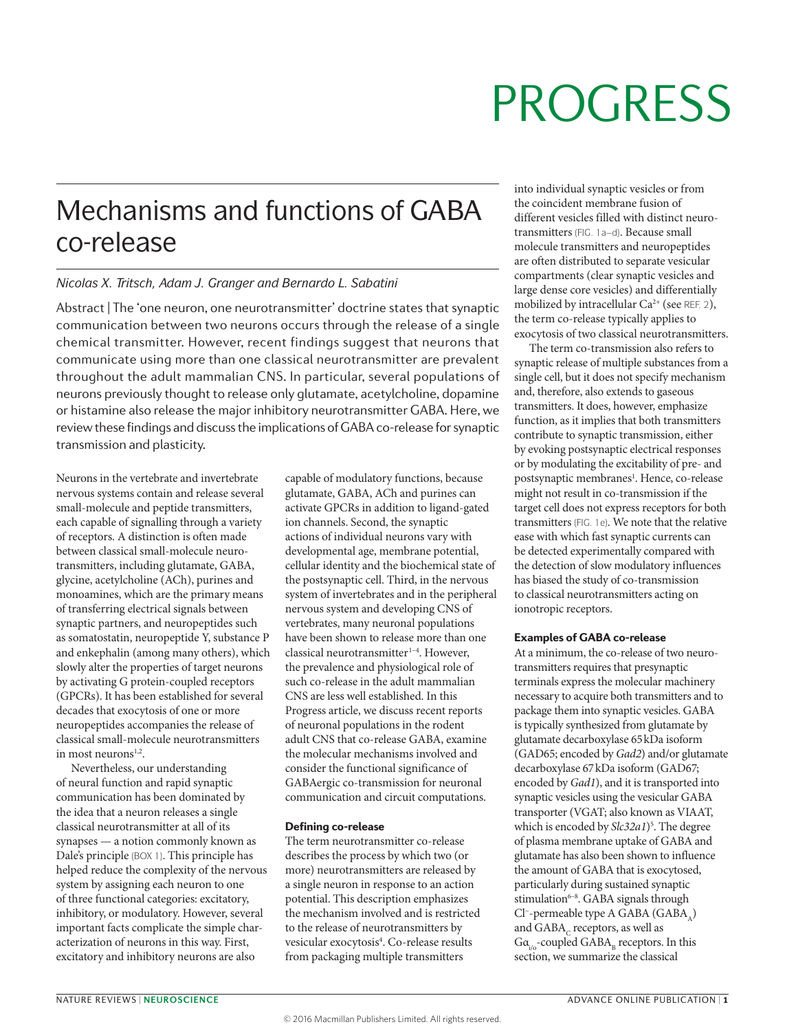# Mechanisms and functions of GABA co-release

*Nicolas X. Tritsch, Adam J. Granger and Bernardo L. Sabatini*

Abstract | The 'one neuron, one neurotransmitter' doctrine states that synaptic communication between two neurons occurs through the release of a single chemical transmitter. However, recent findings suggest that neurons that communicate using more than one classical neurotransmitter are prevalent throughout the adult mammalian CNS. In particular, several populations of neurons previously thought to release only glutamate, acetylcholine, dopamine or histamine also release the major inhibitory neurotransmitter GABA. Here, we review these findings and discuss the implications of GABA co-release for synaptic transmission and plasticity.

Neurons in the vertebrate and invertebrate nervous systems contain and release several small-molecule and peptide transmitters, each capable of signalling through a variety of receptors. A distinction is often made between classical small-molecule neurotransmitters, including glutamate, GABA, glycine, acetylcholine (ACh), purines and monoamines, which are the primary means of transferring electrical signals between synaptic partners, and neuropeptides such as somatostatin, neuropeptide Y, substance P and enkephalin (among many others), which slowly alter the properties of target neurons by activating G protein-coupled receptors (GPCRs). It has been established for several decades that exocytosis of one or more neuropeptides accompanies the release of classical small-molecule neurotransmitters in most neurons[1,2].

Nevertheless, our understanding of neural function and rapid synaptic communication has been dominated by the idea that a neuron releases a single classical neurotransmitter at all of its synapses — a notion commonly known as Dale's principle (BOX 1). This principle has helped reduce the complexity of the nervous system by assigning each neuron to one of three functional categories: excitatory, inhibitory, or modulatory. However, several important facts complicate the simple characterization of neurons in this way. First, excitatory and inhibitory neurons are also capable of modulatory functions, because glutamate, GABA, ACh and purines can activate GPCRs in addition to ligand-gated ion channels. Second, the synaptic actions of individual neurons vary with developmental age, membrane potential, cellular identity and the biochemical state of the postsynaptic cell. Third, in the nervous system of invertebrates and in the peripheral nervous system and developing CNS of vertebrates, many neuronal populations have been shown to release more than one classical neurotransmitter[1–4]. However, the prevalence and physiological role of such co-release in the adult mammalian CNS are less well established. In this Progress article, we discuss recent reports of neuronal populations in the rodent adult CNS that co-release GABA, examine the molecular mechanisms involved and consider the functional significance of GABAergic co-transmission for neuronal communication and circuit computations.

### Defining co-release

The term neurotransmitter co-release describes the process by which two (or more) neurotransmitters are released by a single neuron in response to an action potential. This description emphasizes the mechanism involved and is restricted to the release of neurotransmitters by vesicular exocytosis[4]. Co-release results from packaging multiple transmitters into individual synaptic vesicles or from the coincident membrane fusion of different vesicles filled with distinct neurotransmitters (FIG. 1a–d). Because small molecule transmitters and neuropeptides are often distributed to separate vesicular compartments (clear synaptic vesicles and large dense core vesicles) and differentially mobilized by intracellular $Ca^{2+}$ (see REF. 2), the term co-release typically applies to exocytosis of two classical neurotransmitters.

The term co-transmission also refers to synaptic release of multiple substances from a single cell, but it does not specify mechanism and, therefore, also extends to gaseous transmitters. It does, however, emphasize function, as it implies that both transmitters contribute to synaptic transmission, either by evoking postsynaptic electrical responses or by modulating the excitability of pre- and postsynaptic membranes[1]. Hence, co-release might not result in co-transmission if the target cell does not express receptors for both transmitters (FIG. 1e). We note that the relative ease with which fast synaptic currents can be detected experimentally compared with the detection of slow modulatory influences has biased the study of co-transmission to classical neurotransmitters acting on ionotropic receptors.

### Examples of GABA co-release

At a minimum, the co-release of two neurotransmitters requires that presynaptic terminals express the molecular machinery necessary to acquire both transmitters and to package them into synaptic vesicles. GABA is typically synthesized from glutamate by glutamate decarboxylase 65 kDa isoform (GAD65; encoded by *Gad2*) and/or glutamate decarboxylase 67 kDa isoform (GAD67; encoded by *Gad1*), and it is transported into synaptic vesicles using the vesicular GABA transporter (VGAT; also known as VIAAT, which is encoded by *Slc32a1*)[5]. The degree of plasma membrane uptake of GABA and glutamate has also been shown to influence the amount of GABA that is exocytosed, particularly during sustained synaptic stimulation[6–8]. GABA signals through $Cl^-$-permeable type A GABA ($GABA_A$) and $GABA_C$ receptors, as well as $G\alpha_{i/o}$-coupled $GABA_B$ receptors. In this section, we summarize the classical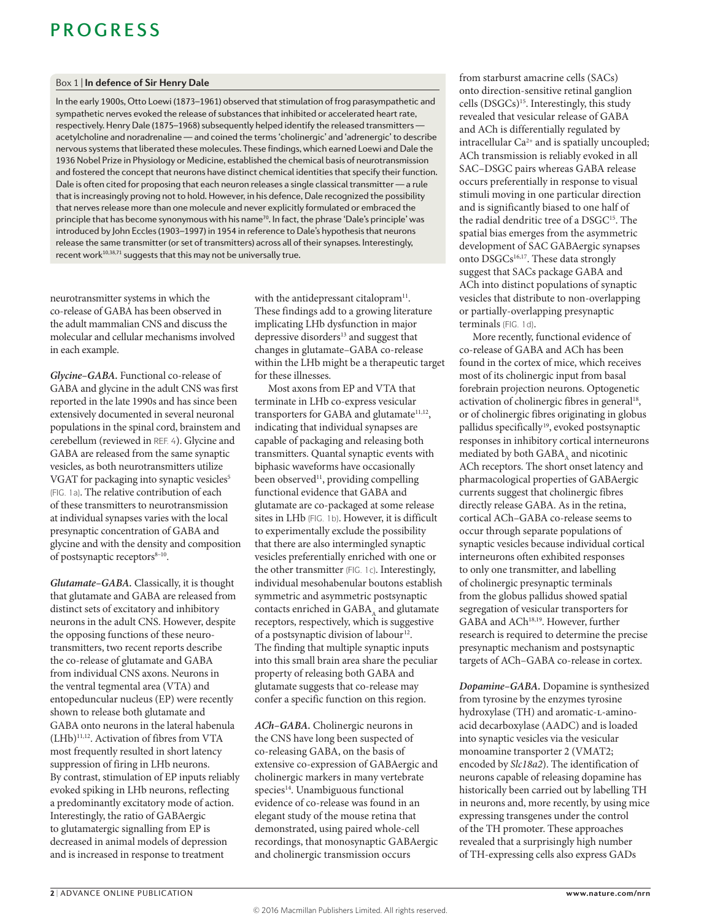## Box 1 | In defence of Sir Henry Dale

In the early 1900s, Otto Loewi (1873–1961) observed that stimulation of frog parasympathetic and sympathetic nerves evoked the release of substances that inhibited or accelerated heart rate, respectively. Henry Dale (1875–1968) subsequently helped identify the released transmitters — acetylcholine and noradrenaline — and coined the terms 'cholinergic' and 'adrenergic' to describe nervous systems that liberated these molecules. These findings, which earned Loewi and Dale the 1936 Nobel Prize in Physiology or Medicine, established the chemical basis of neurotransmission and fostered the concept that neurons have distinct chemical identities that specify their function. Dale is often cited for proposing that each neuron releases a single classical transmitter — a rule that is increasingly proving not to hold. However, in his defence, Dale recognized the possibility that nerves release more than one molecule and never explicitly formulated or embraced the principle that has become synonymous with his name[70]. In fact, the phrase 'Dale's principle' was introduced by John Eccles (1903–1997) in 1954 in reference to Dale's hypothesis that neurons release the same transmitter (or set of transmitters) across all of their synapses. Interestingly, recent work[10,38,71] suggests that this may not be universally true.

neurotransmitter systems in which the co-release of GABA has been observed in the adult mammalian CNS and discuss the molecular and cellular mechanisms involved in each example.

***Glycine–GABA.*** Functional co-release of GABA and glycine in the adult CNS was first reported in the late 1990s and has since been extensively documented in several neuronal populations in the spinal cord, brainstem and cerebellum (reviewed in REF. 4). Glycine and GABA are released from the same synaptic vesicles, as both neurotransmitters utilize VGAT for packaging into synaptic vesicles[5] (FIG. 1a). The relative contribution of each of these transmitters to neurotransmission at individual synapses varies with the local presynaptic concentration of GABA and glycine and with the density and composition of postsynaptic receptors[8–10].

***Glutamate–GABA.*** Classically, it is thought that glutamate and GABA are released from distinct sets of excitatory and inhibitory neurons in the adult CNS. However, despite the opposing functions of these neurotransmitters, two recent reports describe the co-release of glutamate and GABA from individual CNS axons. Neurons in the ventral tegmental area (VTA) and entopeduncular nucleus (EP) were recently shown to release both glutamate and GABA onto neurons in the lateral habenula (LHb)[11,12]. Activation of fibres from VTA most frequently resulted in short latency suppression of firing in LHb neurons. By contrast, stimulation of EP inputs reliably evoked spiking in LHb neurons, reflecting a predominantly excitatory mode of action. Interestingly, the ratio of GABAergic to glutamatergic signalling from EP is decreased in animal models of depression and is increased in response to treatment with the antidepressant citalopram[11]. These findings add to a growing literature implicating LHb dysfunction in major depressive disorders[13] and suggest that changes in glutamate–GABA co-release within the LHb might be a therapeutic target for these illnesses.

Most axons from EP and VTA that terminate in LHb co-express vesicular transporters for GABA and glutamate[11,12], indicating that individual synapses are capable of packaging and releasing both transmitters. Quantal synaptic events with biphasic waveforms have occasionally been observed[11], providing compelling functional evidence that GABA and glutamate are co-packaged at some release sites in LHb (FIG. 1b). However, it is difficult to experimentally exclude the possibility that there are also intermingled synaptic vesicles preferentially enriched with one or the other transmitter (FIG. 1c). Interestingly, individual mesohabenular boutons establish symmetric and asymmetric postsynaptic contacts enriched in $GABA_A$ and glutamate receptors, respectively, which is suggestive of a postsynaptic division of labour[12]. The finding that multiple synaptic inputs into this small brain area share the peculiar property of releasing both GABA and glutamate suggests that co-release may confer a specific function on this region.

***ACh–GABA.*** Cholinergic neurons in the CNS have long been suspected of co-releasing GABA, on the basis of extensive co-expression of GABAergic and cholinergic markers in many vertebrate species[14]. Unambiguous functional evidence of co-release was found in an elegant study of the mouse retina that demonstrated, using paired whole-cell recordings, that monosynaptic GABAergic and cholinergic transmission occurs from starburst amacrine cells (SACs) onto direction-sensitive retinal ganglion cells (DSGCs)[15]. Interestingly, this study revealed that vesicular release of GABA and ACh is differentially regulated by intracellular $Ca^{2+}$ and is spatially uncoupled; ACh transmission is reliably evoked in all SAC–DSGC pairs whereas GABA release occurs preferentially in response to visual stimuli moving in one particular direction and is significantly biased to one half of the radial dendritic tree of a DSGC[15]. The spatial bias emerges from the asymmetric development of SAC GABAergic synapses onto DSGCs[16,17]. These data strongly suggest that SACs package GABA and ACh into distinct populations of synaptic vesicles that distribute to non-overlapping or partially-overlapping presynaptic terminals (FIG. 1d).

More recently, functional evidence of co-release of GABA and ACh has been found in the cortex of mice, which receives most of its cholinergic input from basal forebrain projection neurons. Optogenetic activation of cholinergic fibres in general[18], or of cholinergic fibres originating in globus pallidus specifically[19], evoked postsynaptic responses in inhibitory cortical interneurons mediated by both $GABA_A$ and nicotinic ACh receptors. The short onset latency and pharmacological properties of GABAergic currents suggest that cholinergic fibres directly release GABA. As in the retina, cortical ACh–GABA co-release seems to occur through separate populations of synaptic vesicles because individual cortical interneurons often exhibited responses to only one transmitter, and labelling of cholinergic presynaptic terminals from the globus pallidus showed spatial segregation of vesicular transporters for GABA and ACh[18,19]. However, further research is required to determine the precise presynaptic mechanism and postsynaptic targets of ACh–GABA co-release in cortex.

***Dopamine–GABA.*** Dopamine is synthesized from tyrosine by the enzymes tyrosine hydroxylase (TH) and aromatic-L-amino-acid decarboxylase (AADC) and is loaded into synaptic vesicles via the vesicular monoamine transporter 2 (VMAT2; encoded by *Slc18a2*). The identification of neurons capable of releasing dopamine has historically been carried out by labelling TH in neurons and, more recently, by using mice expressing transgenes under the control of the TH promoter. These approaches revealed that a surprisingly high number of TH-expressing cells also express GADs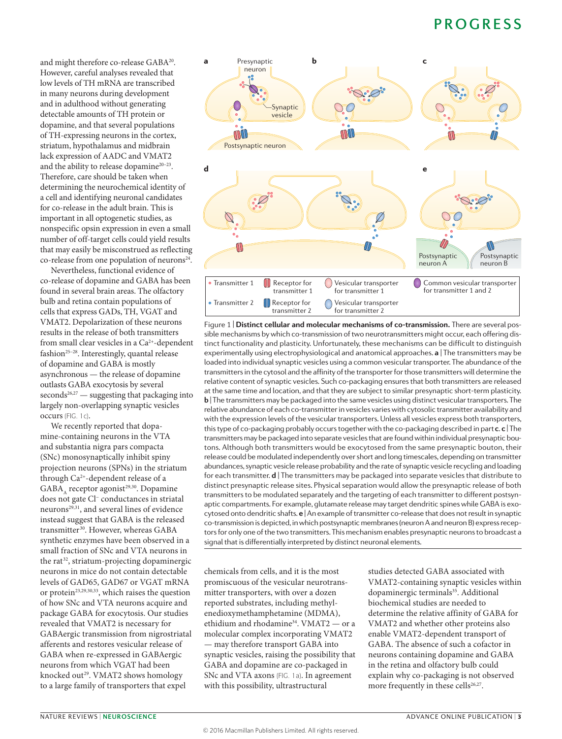and might therefore co-release GABA[20]. However, careful analyses revealed that low levels of TH mRNA are transcribed in many neurons during development and in adulthood without generating detectable amounts of TH protein or dopamine, and that several populations of TH-expressing neurons in the cortex, striatum, hypothalamus and midbrain lack expression of AADC and VMAT2 and the ability to release dopamine[20–23]. Therefore, care should be taken when determining the neurochemical identity of a cell and identifying neuronal candidates for co-release in the adult brain. This is important in all optogenetic studies, as nonspecific opsin expression in even a small number of off-target cells could yield results that may easily be misconstrued as reflecting co-release from one population of neurons[24].

Nevertheless, functional evidence of co-release of dopamine and GABA has been found in several brain areas. The olfactory bulb and retina contain populations of cells that express GADs, TH, VGAT and VMAT2. Depolarization of these neurons results in the release of both transmitters from small clear vesicles in a $Ca^{2+}$-dependent fashion[25–28]. Interestingly, quantal release of dopamine and GABA is mostly asynchronous — the release of dopamine outlasts GABA exocytosis by several seconds[26,27] — suggesting that packaging into largely non-overlapping synaptic vesicles occurs (FIG. 1c).

We recently reported that dopamine-containing neurons in the VTA and substantia nigra pars compacta (SNc) monosynaptically inhibit spiny projection neurons (SPNs) in the striatum through $Ca^{2+}$-dependent release of a $GABA_A$ receptor agonist[29,30]. Dopamine does not gate $Cl^-$ conductances in striatal neurons[29,31], and several lines of evidence instead suggest that GABA is the released transmitter[30]. However, whereas GABA synthetic enzymes have been observed in a small fraction of SNc and VTA neurons in the rat[32], striatum-projecting dopaminergic neurons in mice do not contain detectable levels of GAD65, GAD67 or VGAT mRNA or protein[23,29,30,33], which raises the question of how SNc and VTA neurons acquire and package GABA for exocytosis. Our studies revealed that VMAT2 is necessary for GABAergic transmission from nigrostriatal afferents and restores vesicular release of GABA when re-expressed in GABAergic neurons from which VGAT had been knocked out[29]. VMAT2 shows homology to a large family of transporters that expel chemicals from cells, and it is the most promiscuous of the vesicular neurotransmitter transporters, with over a dozen reported substrates, including methylenedioxymethamphetamine (MDMA), ethidium and rhodamine[34]. VMAT2 — or a molecular complex incorporating VMAT2 — may therefore transport GABA into synaptic vesicles, raising the possibility that GABA and dopamine are co-packaged in SNc and VTA axons (FIG. 1a). In agreement with this possibility, ultrastructural studies detected GABA associated with VMAT2-containing synaptic vesicles within dopaminergic terminals[35]. Additional biochemical studies are needed to determine the relative affinity of GABA for VMAT2 and whether other proteins also enable VMAT2-dependent transport of GABA. The absence of such a cofactor in neurons containing dopamine and GABA in the retina and olfactory bulb could explain why co-packaging is not observed more frequently in these cells[26,27].

Figure 1 | **Distinct cellular and molecular mechanisms of co-transmission.** There are several possible mechanisms by which co-transmission of two neurotransmitters might occur, each offering distinct functionality and plasticity. Unfortunately, these mechanisms can be difficult to distinguish experimentally using electrophysiological and anatomical approaches. **a** | The transmitters may be loaded into individual synaptic vesicles using a common vesicular transporter. The abundance of the transmitters in the cytosol and the affinity of the transporter for those transmitters will determine the relative content of synaptic vesicles. Such co-packaging ensures that both transmitters are released at the same time and location, and that they are subject to similar presynaptic short-term plasticity. **b** | The transmitters may be packaged into the same vesicles using distinct vesicular transporters. The relative abundance of each co-transmitter in vesicles varies with cytosolic transmitter availability and with the expression levels of the vesicular transporters. Unless all vesicles express both transporters, this type of co-packaging probably occurs together with the co-packaging described in part **c**. **c** | The transmitters may be packaged into separate vesicles that are found within individual presynaptic boutons. Although both transmitters would be exocytosed from the same presynaptic bouton, their release could be modulated independently over short and long timescales, depending on transmitter abundances, synaptic vesicle release probability and the rate of synaptic vesicle recycling and loading for each transmitter. **d** | The transmitters may be packaged into separate vesicles that distribute to distinct presynaptic release sites. Physical separation would allow the presynaptic release of both transmitters to be modulated separately and the targeting of each transmitter to different postsynaptic compartments. For example, glutamate release may target dendritic spines while GABA is exocytosed onto dendritic shafts. **e** | An example of transmitter co-release that does not result in synaptic co-transmission is depicted, in which postsynaptic membranes (neuron A and neuron B) express receptors for only one of the two transmitters. This mechanism enables presynaptic neurons to broadcast a signal that is differentially interpreted by distinct neuronal elements.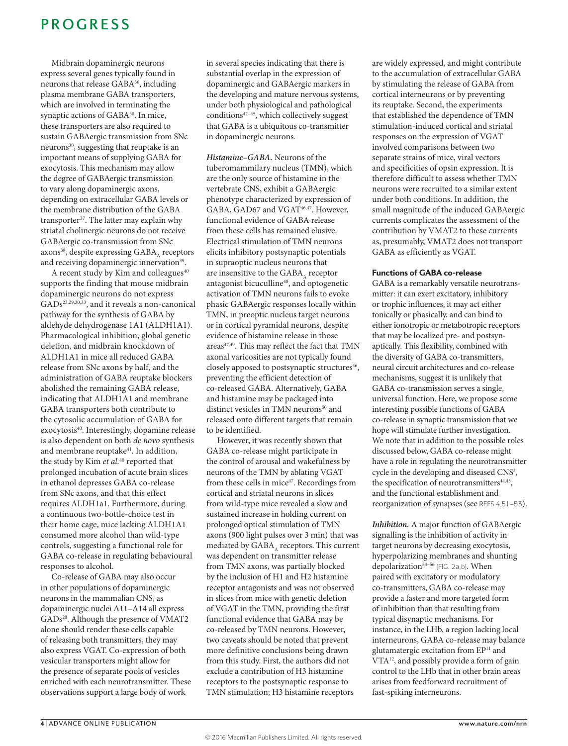Midbrain dopaminergic neurons express several genes typically found in neurons that release GABA[36], including plasma membrane GABA transporters, which are involved in terminating the synaptic actions of GABA[30]. In mice, these transporters are also required to sustain GABAergic transmission from SNc neurons[30], suggesting that reuptake is an important means of supplying GABA for exocytosis. This mechanism may allow the degree of GABAergic transmission to vary along dopaminergic axons, depending on extracellular GABA levels or the membrane distribution of the GABA transporter[37]. The latter may explain why striatal cholinergic neurons do not receive GABAergic co-transmission from SNc axons[38], despite expressing $GABA_A$ receptors and receiving dopaminergic innervation[39].

A recent study by Kim and colleagues[40] supports the finding that mouse midbrain dopaminergic neurons do not express GADs[23,29,30,33], and it reveals a non-canonical pathway for the synthesis of GABA by aldehyde dehydrogenase 1A1 (ALDH1A1). Pharmacological inhibition, global genetic deletion, and midbrain knockdown of ALDH1A1 in mice all reduced GABA release from SNc axons by half, and the administration of GABA reuptake blockers abolished the remaining GABA release, indicating that ALDH1A1 and membrane GABA transporters both contribute to the cytosolic accumulation of GABA for exocytosis[40]. Interestingly, dopamine release is also dependent on both *de novo* synthesis and membrane reuptake[41]. In addition, the study by Kim *et al.*[40] reported that prolonged incubation of acute brain slices in ethanol depresses GABA co-release from SNc axons, and that this effect requires ALDH1a1. Furthermore, during a continuous two-bottle-choice test in their home cage, mice lacking ALDH1A1 consumed more alcohol than wild-type controls, suggesting a functional role for GABA co-release in regulating behavioural responses to alcohol.

Co-release of GABA may also occur in other populations of dopaminergic neurons in the mammalian CNS, as dopaminergic nuclei A11–A14 all express GADs[20]. Although the presence of VMAT2 alone should render these cells capable of releasing both transmitters, they may also express VGAT. Co-expression of both vesicular transporters might allow for the presence of separate pools of vesicles enriched with each neurotransmitter. These observations support a large body of work in several species indicating that there is substantial overlap in the expression of dopaminergic and GABAergic markers in the developing and mature nervous systems, under both physiological and pathological conditions[42–45], which collectively suggest that GABA is a ubiquitous co-transmitter in dopaminergic neurons.

***Histamine–GABA.*** Neurons of the tuberomammillary nucleus (TMN), which are the only source of histamine in the vertebrate CNS, exhibit a GABAergic phenotype characterized by expression of GABA, GAD67 and VGAT[46,47]. However, functional evidence of GABA release from these cells has remained elusive. Electrical stimulation of TMN neurons elicits inhibitory postsynaptic potentials in supraoptic nucleus neurons that are insensitive to the $GABA_A$ receptor antagonist bicuculline[48], and optogenetic activation of TMN neurons fails to evoke phasic GABAergic responses locally within TMN, in preoptic nucleus target neurons or in cortical pyramidal neurons, despite evidence of histamine release in those areas[47,49]. This may reflect the fact that TMN axonal varicosities are not typically found closely apposed to postsynaptic structures[46], preventing the efficient detection of co-released GABA. Alternatively, GABA and histamine may be packaged into distinct vesicles in TMN neurons[50] and released onto different targets that remain to be identified.

However, it was recently shown that GABA co-release might participate in the control of arousal and wakefulness by neurons of the TMN by ablating VGAT from these cells in mice[47]. Recordings from cortical and striatal neurons in slices from wild-type mice revealed a slow and sustained increase in holding current on prolonged optical stimulation of TMN axons (900 light pulses over 3 min) that was mediated by $GABA_A$ receptors. This current was dependent on transmitter release from TMN axons, was partially blocked by the inclusion of H1 and H2 histamine receptor antagonists and was not observed in slices from mice with genetic deletion of VGAT in the TMN, providing the first functional evidence that GABA may be co-released by TMN neurons. However, two caveats should be noted that prevent more definitive conclusions being drawn from this study. First, the authors did not exclude a contribution of H3 histamine receptors to the postsynaptic response to TMN stimulation; H3 histamine receptors are widely expressed, and might contribute to the accumulation of extracellular GABA by stimulating the release of GABA from cortical interneurons or by preventing its reuptake. Second, the experiments that established the dependence of TMN stimulation-induced cortical and striatal responses on the expression of VGAT involved comparisons between two separate strains of mice, viral vectors and specificities of opsin expression. It is therefore difficult to assess whether TMN neurons were recruited to a similar extent under both conditions. In addition, the small magnitude of the induced GABAergic currents complicates the assessment of the contribution by VMAT2 to these currents as, presumably, VMAT2 does not transport GABA as efficiently as VGAT.

## Functions of GABA co-release

GABA is a remarkably versatile neurotransmitter: it can exert excitatory, inhibitory or trophic influences, it may act either tonically or phasically, and can bind to either ionotropic or metabotropic receptors that may be localized pre- and postsynaptically. This flexibility, combined with the diversity of GABA co-transmitters, neural circuit architectures and co-release mechanisms, suggest it is unlikely that GABA co-transmission serves a single, universal function. Here, we propose some interesting possible functions of GABA co-release in synaptic transmission that we hope will stimulate further investigation. We note that in addition to the possible roles discussed below, GABA co-release might have a role in regulating the neurotransmitter cycle in the developing and diseased CNS[3], the specification of neurotransmitters[44,45], and the functional establishment and reorganization of synapses (see REFS 4,51–53).

***Inhibition.*** A major function of GABAergic signalling is the inhibition of activity in target neurons by decreasing exocytosis, hyperpolarizing membranes and shunting depolarization[54–56] (FIG. 2a,b). When paired with excitatory or modulatory co-transmitters, GABA co-release may provide a faster and more targeted form of inhibition than that resulting from typical disynaptic mechanisms. For instance, in the LHb, a region lacking local interneurons, GABA co-release may balance glutamatergic excitation from EP[11] and VTA[12], and possibly provide a form of gain control to the LHb that in other brain areas arises from feedforward recruitment of fast-spiking interneurons.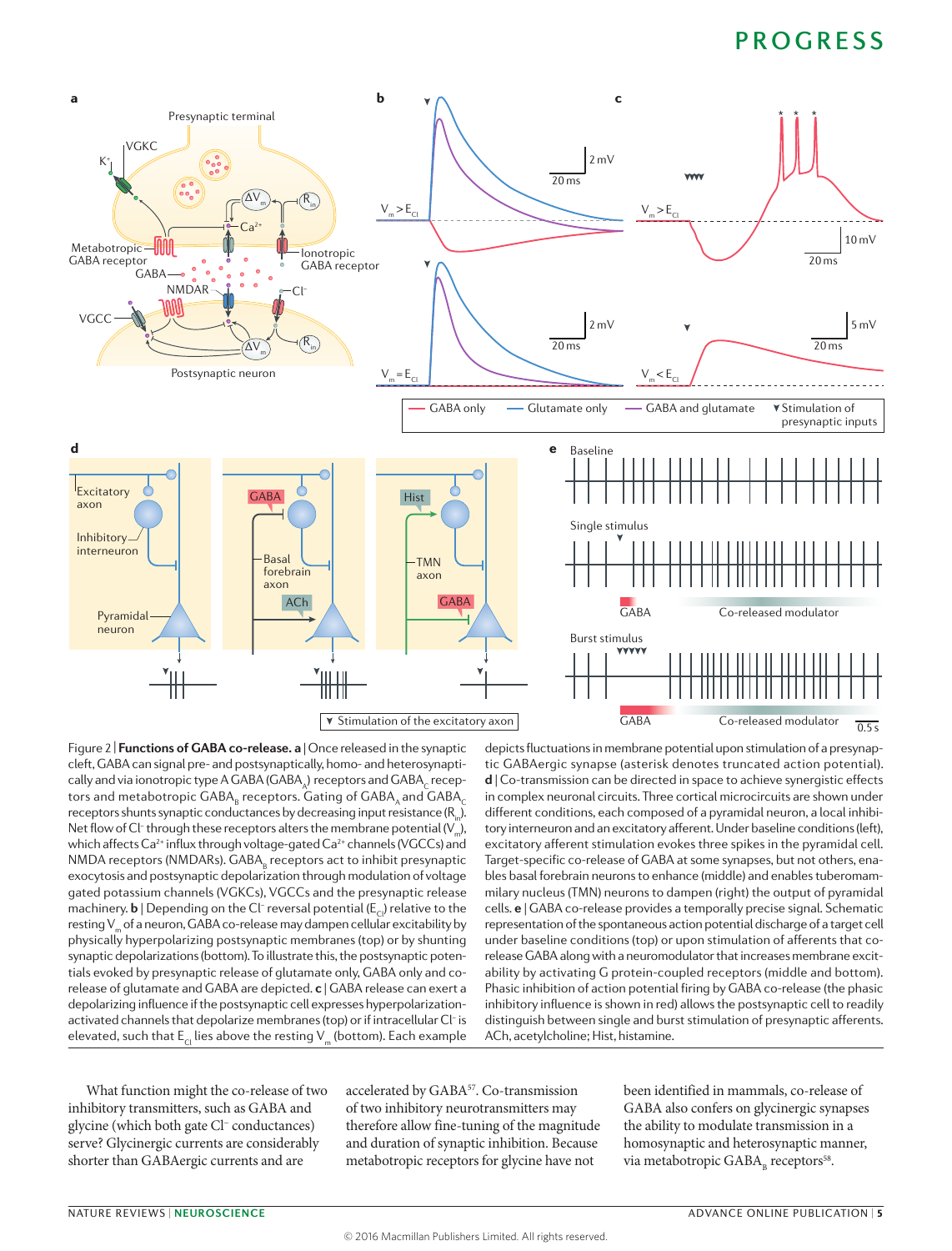Figure 2 | **Functions of GABA co-release. a** | Once released in the synaptic cleft, GABA can signal pre- and postsynaptically, homo- and heterosynaptically and via ionotropic type A GABA ($GABA_A$) receptors and $GABA_C$ receptors and metabotropic $GABA_B$ receptors. Gating of $GABA_A$ and $GABA_C$ receptors shunts synaptic conductances by decreasing input resistance ($R_{in}$). Net flow of $Cl^-$ through these receptors alters the membrane potential ($V_m$), which affects $Ca^{2+}$ influx through voltage-gated $Ca^{2+}$ channels (VGCCs) and NMDA receptors (NMDARs). $GABA_B$ receptors act to inhibit presynaptic exocytosis and postsynaptic depolarization through modulation of voltage gated potassium channels (VGKCs), VGCCs and the presynaptic release machinery. **b** | Depending on the $Cl^-$ reversal potential ($E_{Cl}$) relative to the resting $V_m$ of a neuron, GABA co-release may dampen cellular excitability by physically hyperpolarizing postsynaptic membranes (top) or by shunting synaptic depolarizations (bottom). To illustrate this, the postsynaptic potentials evoked by presynaptic release of glutamate only, GABA only and co-release of glutamate and GABA are depicted. **c** | GABA release can exert a depolarizing influence if the postsynaptic cell expresses hyperpolarization-activated channels that depolarize membranes (top) or if intracellular $Cl^-$ is elevated, such that $E_{Cl}$ lies above the resting $V_m$ (bottom). Each example depicts fluctuations in membrane potential upon stimulation of a presynaptic GABAergic synapse (asterisk denotes truncated action potential). **d** | Co-transmission can be directed in space to achieve synergistic effects in complex neuronal circuits. Three cortical microcircuits are shown under different conditions, each composed of a pyramidal neuron, a local inhibitory interneuron and an excitatory afferent. Under baseline conditions (left), excitatory afferent stimulation evokes three spikes in the pyramidal cell. Target-specific co-release of GABA at some synapses, but not others, enables basal forebrain neurons to enhance (middle) and enables tuberomammilary nucleus (TMN) neurons to dampen (right) the output of pyramidal cells. **e** | GABA co-release provides a temporally precise signal. Schematic representation of the spontaneous action potential discharge of a target cell under baseline conditions (top) or upon stimulation of afferents that co-release GABA along with a neuromodulator that increases membrane excitability by activating G protein-coupled receptors (middle and bottom). Phasic inhibition of action potential firing by GABA co-release (the phasic inhibitory influence is shown in red) allows the postsynaptic cell to readily distinguish between single and burst stimulation of presynaptic afferents. ACh, acetylcholine; Hist, histamine.

What function might the co-release of two inhibitory transmitters, such as GABA and glycine (which both gate $Cl^-$ conductances) serve? Glycinergic currents are considerably shorter than GABAergic currents and are accelerated by GABA[57]. Co-transmission of two inhibitory neurotransmitters may therefore allow fine-tuning of the magnitude and duration of synaptic inhibition. Because metabotropic receptors for glycine have not been identified in mammals, co-release of GABA also confers on glycinergic synapses the ability to modulate transmission in a homosynaptic and heterosynaptic manner, via metabotropic $GABA_B$ receptors[58].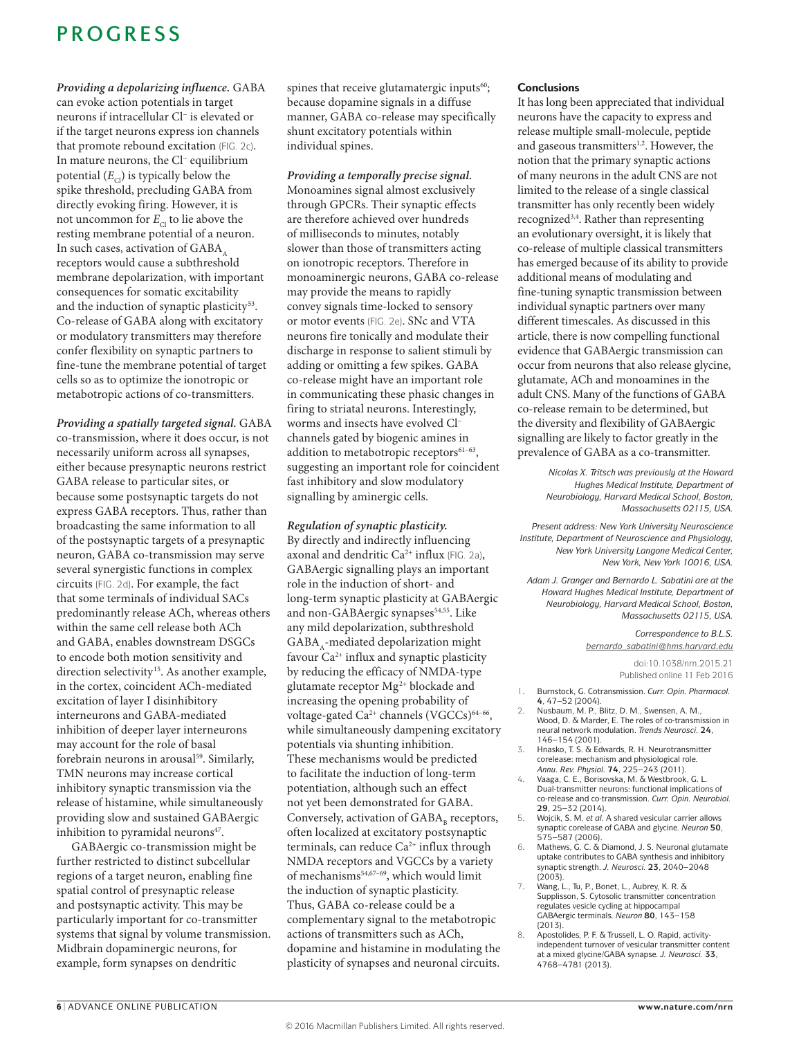***Providing a depolarizing influence.*** GABA can evoke action potentials in target neurons if intracellular $Cl^-$ is elevated or if the target neurons express ion channels that promote rebound excitation (FIG. 2c). In mature neurons, the $Cl^-$ equilibrium potential ($E_{Cl}$) is typically below the spike threshold, precluding GABA from directly evoking firing. However, it is not uncommon for $E_{Cl}$ to lie above the resting membrane potential of a neuron. In such cases, activation of $GABA_A$ receptors would cause a subthreshold membrane depolarization, with important consequences for somatic excitability and the induction of synaptic plasticity[53]. Co-release of GABA along with excitatory or modulatory transmitters may therefore confer flexibility on synaptic partners to fine-tune the membrane potential of target cells so as to optimize the ionotropic or metabotropic actions of co-transmitters.

***Providing a spatially targeted signal.*** GABA co-transmission, where it does occur, is not necessarily uniform across all synapses, either because presynaptic neurons restrict GABA release to particular sites, or because some postsynaptic targets do not express GABA receptors. Thus, rather than broadcasting the same information to all of the postsynaptic targets of a presynaptic neuron, GABA co-transmission may serve several synergistic functions in complex circuits (FIG. 2d). For example, the fact that some terminals of individual SACs predominantly release ACh, whereas others within the same cell release both ACh and GABA, enables downstream DSGCs to encode both motion sensitivity and direction selectivity[15]. As another example, in the cortex, coincident ACh-mediated excitation of layer I disinhibitory interneurons and GABA-mediated inhibition of deeper layer interneurons may account for the role of basal forebrain neurons in arousal[59]. Similarly, TMN neurons may increase cortical inhibitory synaptic transmission via the release of histamine, while simultaneously providing slow and sustained GABAergic inhibition to pyramidal neurons[47].

GABAergic co-transmission might be further restricted to distinct subcellular regions of a target neuron, enabling fine spatial control of presynaptic release and postsynaptic activity. This may be particularly important for co-transmitter systems that signal by volume transmission. Midbrain dopaminergic neurons, for example, form synapses on dendritic spines that receive glutamatergic inputs[60]; because dopamine signals in a diffuse manner, GABA co-release may specifically shunt excitatory potentials within individual spines.

***Providing a temporally precise signal.*** Monoamines signal almost exclusively through GPCRs. Their synaptic effects are therefore achieved over hundreds of milliseconds to minutes, notably slower than those of transmitters acting on ionotropic receptors. Therefore in monoaminergic neurons, GABA co-release may provide the means to rapidly convey signals time-locked to sensory or motor events (FIG. 2e). SNc and VTA neurons fire tonically and modulate their discharge in response to salient stimuli by adding or omitting a few spikes. GABA co-release might have an important role in communicating these phasic changes in firing to striatal neurons. Interestingly, worms and insects have evolved $Cl^-$ channels gated by biogenic amines in addition to metabotropic receptors[61–63], suggesting an important role for coincident fast inhibitory and slow modulatory signalling by aminergic cells.

***Regulation of synaptic plasticity.*** By directly and indirectly influencing axonal and dendritic $Ca^{2+}$ influx (FIG. 2a), GABAergic signalling plays an important role in the induction of short- and long-term synaptic plasticity at GABAergic and non-GABAergic synapses[54,55]. Like any mild depolarization, subthreshold $GABA_A$-mediated depolarization might favour $Ca^{2+}$ influx and synaptic plasticity by reducing the efficacy of NMDA-type glutamate receptor $Mg^{2+}$ blockade and increasing the opening probability of voltage-gated $Ca^{2+}$ channels (VGCCs)[64–66], while simultaneously dampening excitatory potentials via shunting inhibition. These mechanisms would be predicted to facilitate the induction of long-term potentiation, although such an effect not yet been demonstrated for GABA. Conversely, activation of $GABA_B$ receptors, often localized at excitatory postsynaptic terminals, can reduce $Ca^{2+}$ influx through NMDA receptors and VGCCs by a variety of mechanisms[54,67–69], which would limit the induction of synaptic plasticity. Thus, GABA co-release could be a complementary signal to the metabotropic actions of transmitters such as ACh, dopamine and histamine in modulating the plasticity of synapses and neuronal circuits.

## Conclusions

It has long been appreciated that individual neurons have the capacity to express and release multiple small-molecule, peptide and gaseous transmitters[1,2]. However, the notion that the primary synaptic actions of many neurons in the adult CNS are not limited to the release of a single classical transmitter has only recently been widely recognized[3,4]. Rather than representing an evolutionary oversight, it is likely that co-release of multiple classical transmitters has emerged because of its ability to provide additional means of modulating and fine-tuning synaptic transmission between individual synaptic partners over many different timescales. As discussed in this article, there is now compelling functional evidence that GABAergic transmission can occur from neurons that also release glycine, glutamate, ACh and monoamines in the adult CNS. Many of the functions of GABA co-release remain to be determined, but the diversity and flexibility of GABAergic signalling are likely to factor greatly in the prevalence of GABA as a co-transmitter.

*Nicolas X. Tritsch was previously at the Howard Hughes Medical Institute, Department of Neurobiology, Harvard Medical School, Boston, Massachusetts 02115, USA.*

*Present address: New York University Neuroscience Institute, Department of Neuroscience and Physiology, New York University Langone Medical Center, New York, New York 10016, USA.*

*Adam J. Granger and Bernardo L. Sabatini are at the Howard Hughes Medical Institute, Department of Neurobiology, Harvard Medical School, Boston, Massachusetts 02115, USA.*

*Correspondence to B.L.S.*
*bernardo_sabatini@hms.harvard.edu*

doi:10.1038/nrn.2015.21
Published online 11 Feb 2016

1. Burnstock, G. Cotransmission. *Curr. Opin. Pharmacol.* **4**, 47–52 (2004).
2. Nusbaum, M. P., Blitz, D. M., Swensen, A. M., Wood, D. & Marder, E. The roles of co-transmission in neural network modulation. *Trends Neurosci.* **24**, 146–154 (2001).
3. Hnasko, T. S. & Edwards, R. H. Neurotransmitter corelease: mechanism and physiological role. *Annu. Rev. Physiol.* **74**, 225–243 (2011).
4. Vaaga, C. E., Borisovska, M. & Westbrook, G. L. Dual-transmitter neurons: functional implications of co-release and co-transmission. *Curr. Opin. Neurobiol.* **29**, 25–32 (2014).
5. Wojcik, S. M. *et al.* A shared vesicular carrier allows synaptic corelease of GABA and glycine. *Neuron* **50**, 575–587 (2006).
6. Mathews, G. C. & Diamond, J. S. Neuronal glutamate uptake contributes to GABA synthesis and inhibitory synaptic strength. *J. Neurosci.* **23**, 2040–2048 (2003).
7. Wang, L., Tu, P., Bonet, L., Aubrey, K. R. & Supplisson, S. Cytosolic transmitter concentration regulates vesicle cycling at hippocampal GABAergic terminals. *Neuron* **80**, 143–158 (2013).
8. Apostolides, P. F. & Trussell, L. O. Rapid, activity-independent turnover of vesicular transmitter content at a mixed glycine/GABA synapse. *J. Neurosci.* **33**, 4768–4781 (2013).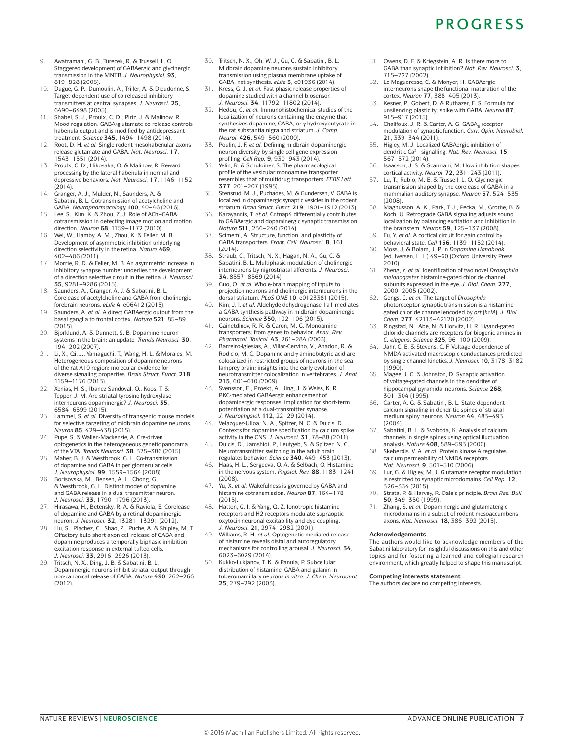9. Awatramani, G. B., Turecek, R. & Trussell, L. O. Staggered development of GABAergic and glycinergic transmission in the MNTB. *J. Neurophysiol.* **93**, 819–828 (2005).
10. Dugue, G. P., Dumoulin, A., Triller, A. & Dieudonne, S. Target-dependent use of co-released inhibitory transmitters at central synapses. *J. Neurosci.* **25**, 6490–6498 (2005).
11. Shabel, S. J., Proulx, C. D., Piriz, J. & Malinow, R. Mood regulation. GABA/glutamate co-release controls habenula output and is modified by antidepressant treatment. *Science* **345**, 1494–1498 (2014).
12. Root, D. H. *et al.* Single rodent mesohabenular axons release glutamate and GABA. *Nat. Neurosci.* **17**, 1543–1551 (2014).
13. Proulx, C. D., Hikosaka, O. & Malinow, R. Reward processing by the lateral habenula in normal and depressive behaviors. *Nat. Neurosci.* **17**, 1146–1152 (2014).
14. Granger, A. J., Mulder, N., Saunders, A. & Sabatini, B. L. Cotransmission of acetylcholine and GABA. *Neuropharmacology* **100**, 40–46 (2016).
15. Lee, S., Kim, K. & Zhou, Z. J. Role of ACh–GABA cotransmission in detecting image motion and motion direction. *Neuron* **68**, 1159–1172 (2010).
16. Wei, W., Hamby, A. M., Zhou, K. & Feller, M. B. Development of asymmetric inhibition underlying direction selectivity in the retina. *Nature* **469**, 402–406 (2011).
17. Morrie, R. D. & Feller, M. B. An asymmetric increase in inhibitory synapse number underlies the development of a direction selective circuit in the retina. *J. Neurosci.* **35**, 9281–9286 (2015).
18. Saunders, A., Granger, A. J. & Sabatini, B. L. Corelease of acetylcholine and GABA from cholinergic forebrain neurons. *eLife* **4**, e06412 (2015).
19. Saunders, A. *et al.* A direct GABAergic output from the basal ganglia to frontal cortex. *Nature* **521**, 85–89 (2015).
20. Bjorklund, A. & Dunnett, S. B. Dopamine neuron systems in the brain: an update. *Trends Neurosci.* **30**, 194–202 (2007).
21. Li, X., Qi, J., Yamaguchi, T., Wang, H. L. & Morales, M. Heterogeneous composition of dopamine neurons of the rat A10 region: molecular evidence for diverse signaling properties. *Brain Struct. Funct.* **218**, 1159–1176 (2013).
22. Xenias, H. S., Ibanez-Sandoval, O., Koos, T. & Tepper, J. M. Are striatal tyrosine hydroxylase interneurons dopaminergic? *J. Neurosci.* **35**, 6584–6599 (2015).
23. Lammel, S. *et al.* Diversity of transgenic mouse models for selective targeting of midbrain dopamine neurons. *Neuron* **85**, 429–438 (2015).
24. Pupe, S. & Wallen-Mackenzie, A. Cre-driven optogenetics in the heterogeneous genetic panorama of the VTA. *Trends Neurosci.* **38**, 375–386 (2015).
25. Maher, B. J. & Westbrook, G. L. Co-transmission of dopamine and GABA in periglomerular cells. *J. Neurophysiol.* **99**, 1559–1564 (2008).
26. Borisovska, M., Bensen, A. L., Chong, G. & Westbrook, G. L. Distinct modes of dopamine and GABA release in a dual transmitter neuron. *J. Neurosci.* **33**, 1790–1796 (2013).
27. Hirasawa, H., Betensky, R. A. & Raviola, E. Corelease of dopamine and GABA by a retinal dopaminergic neuron. *J. Neurosci.* **32**, 13281–13291 (2012).
28. Liu, S., Plachez, C., Shao, Z., Puche, A. & Shipley, M. T. Olfactory bulb short axon cell release of GABA and dopamine produces a temporally biphasic inhibition-excitation response in external tufted cells. *J. Neurosci.* **33**, 2916–2926 (2013).
29. Tritsch, N. X., Ding, J. B. & Sabatini, B. L. Dopaminergic neurons inhibit striatal output through non-canonical release of GABA. *Nature* **490**, 262–266 (2012).
30. Tritsch, N. X., Oh, W. J., Gu, C. & Sabatini, B. L. Midbrain dopamine neurons sustain inhibitory transmission using plasma membrane uptake of GABA, not synthesis. *eLife* **3**, e01936 (2014).
31. Kress, G. J. *et al.* Fast phasic release properties of dopamine studied with a channel biosensor. *J. Neurosci.* **34**, 11792–11802 (2014).
32. Hedou, G. *et al.* Immunohistochemical studies of the localization of neurons containing the enzyme that synthesizes dopamine, GABA, or γ-hydroxybutyrate in the rat substantia nigra and striatum. *J. Comp. Neurol.* **426**, 549–560 (2000).
33. Poulin, J. F. *et al.* Defining midbrain dopaminergic neuron diversity by single-cell gene expression profiling. *Cell Rep.* **9**, 930–943 (2014).
34. Yelin, R. & Schuldiner, S. The pharmacological profile of the vesicular monoamine transporter resembles that of multidrug transporters. *FEBS Lett.* **377**, 201–207 (1995).
35. Stensrud, M. J., Puchades, M. & Gundersen, V. GABA is localized in dopaminergic synaptic vesicles in the rodent striatum. *Brain Struct. Funct.* **219**, 1901–1912 (2013).
36. Karayannis, T. *et al.* Cntnap4 differentially contributes to GABAergic and dopaminergic synaptic transmission. *Nature* **511**, 236–240 (2014).
37. Scimemi, A. Structure, function, and plasticity of GABA transporters. *Front. Cell. Neurosci.* **8**, 161 (2014).
38. Straub, C., Tritsch, N. X., Hagan, N. A., Gu, C. & Sabatini, B. L. Multiphasic modulation of cholinergic interneurons by nigrostriatal afferents. *J. Neurosci.* **34**, 8557–8569 (2014).
39. Guo, Q. *et al.* Whole-brain mapping of inputs to projection neurons and cholinergic interneurons in the dorsal striatum. *PLoS ONE* **10**, e0123381 (2015).
40. Kim, J. I. *et al.* Aldehyde dehydrogenase 1a1 mediates a GABA synthesis pathway in midbrain dopaminergic neurons. *Science* **350**, 102–106 (2015).
41. Gainetdinov, R. R. & Caron, M. G. Monoamine transporters: from genes to behavior. *Annu. Rev. Pharmacol. Toxicol.* **43**, 261–284 (2003).
42. Barreiro-Iglesias, A., Villar-Cervino, V., Anadon, R. & Rodicio, M. C. Dopamine and γ-aminobutyric acid are colocalized in restricted groups of neurons in the sea lamprey brain: insights into the early evolution of neurotransmitter colocalization in vertebrates. *J. Anat.* **215**, 601–610 (2009).
43. Svensson, E., Proekt, A., Jing, J. & Weiss, K. R. PKC-mediated GABAergic enhancement of dopaminergic responses: implication for short-term potentiation at a dual-transmitter synapse. *J. Neurophysiol.* **112**, 22–29 (2014).
44. Velazquez-Ulloa, N. A., Spitzer, N. C. & Dulcis, D. Contexts for dopamine specification by calcium spike activity in the CNS. *J. Neurosci.* **31**, 78–88 (2011).
45. Dulcis, D., Jamshidi, P., Leutgeb, S. & Spitzer, N. C. Neurotransmitter switching in the adult brain regulates behavior. *Science* **340**, 449–453 (2013).
46. Haas, H. L., Sergeeva, O. A. & Selbach, O. Histamine in the nervous system. *Physiol. Rev.* **88**, 1183–1241 (2008).
47. Yu, X. *et al.* Wakefulness is governed by GABA and histamine cotransmission. *Neuron* **87**, 164–178 (2015).
48. Hatton, G. I. & Yang, Q. Z. Ionotropic histamine receptors and H2 receptors modulate supraoptic oxytocin neuronal excitability and dye coupling. *J. Neurosci.* **21**, 2974–2982 (2001).
49. Williams, R. H. *et al.* Optogenetic-mediated release of histamine reveals distal and autoregulatory mechanisms for controlling arousal. *J. Neurosci.* **34**, 6023–6029 (2014).
50. Kukko-Lukjanov, T. K. & Panula, P. Subcellular distribution of histamine, GABA and galanin in tuberomamillary neurons *in vitro*. *J. Chem. Neuroanat.* **25**, 279–292 (2003).
51. Owens, D. F. & Kriegstein, A. R. Is there more to GABA than synaptic inhibition? *Nat. Rev. Neurosci.* **3**, 715–727 (2002).
52. Le Magueresse, C. & Monyer, H. GABAergic interneurons shape the functional maturation of the cortex. *Neuron* **77**, 388–405 (2013).
53. Kesner, P., Gobert, D. & Ruthazer, E. S. Formula for unsilencing plasticity: spike with GABA. *Neuron* **87**, 915–917 (2015).
54. Chalifoux, J. R. & Carter, A. G. $GABA_B$ receptor modulation of synaptic function. *Curr. Opin. Neurobiol.* **21**, 339–344 (2011).
55. Higley, M. J. Localized GABAergic inhibition of dendritic $Ca^{2+}$ signalling. *Nat. Rev. Neurosci.* **15**, 567–572 (2014).
56. Isaacson, J. S. & Scanziani, M. How inhibition shapes cortical activity. *Neuron* **72**, 231–243 (2011).
57. Lu, T., Rubio, M. E. & Trussell, L. O. Glycinergic transmission shaped by the corelease of GABA in a mammalian auditory synapse. *Neuron* **57**, 524–535 (2008).
58. Magnusson, A. K., Park, T. J., Pecka, M., Grothe, B. & Koch, U. Retrograde GABA signaling adjusts sound localization by balancing excitation and inhibition in the brainstem. *Neuron* **59**, 125–137 (2008).
59. Fu, Y. *et al.* A cortical circuit for gain control by behavioral state. *Cell* **156**, 1139–1152 (2014).
60. Moss, J. & Bolam, J. P. in *Dopamine Handbook* (ed. Iversen, L. L.) 49–60 (Oxford University Press, 2010).
61. Zheng, Y. *et al.* Identification of two novel *Drosophila melanogaster* histamine-gated chloride channel subunits expressed in the eye. *J. Biol. Chem.* **277**, 2000–2005 (2002).
62. Gengs, C. *et al.* The target of *Drosophila* photoreceptor synaptic transmission is a histamine-gated chloride channel encoded by *ort* (*hclA*). *J. Biol. Chem.* **277**, 42113–42120 (2002).
63. Ringstad, N., Abe, N. & Horvitz, H. R. Ligand-gated chloride channels are receptors for biogenic amines in *C. elegans*. *Science* **325**, 96–100 (2009).
64. Jahr, C. E. & Stevens, C. F. Voltage dependence of NMDA-activated macroscopic conductances predicted by single-channel kinetics. *J. Neurosci.* **10**, 3178–3182 (1990).
65. Magee, J. C. & Johnston, D. Synaptic activation of voltage-gated channels in the dendrites of hippocampal pyramidal neurons. *Science* **268**, 301–304 (1995).
66. Carter, A. G. & Sabatini, B. L. State-dependent calcium signaling in dendritic spines of striatal medium spiny neurons. *Neuron* **44**, 483–493 (2004).
67. Sabatini, B. L. & Svoboda, K. Analysis of calcium channels in single spines using optical fluctuation analysis. *Nature* **408**, 589–593 (2000).
68. Skeberdis, V. A. *et al.* Protein kinase A regulates calcium permeability of NMDA receptors. *Nat. Neurosci.* **9**, 501–510 (2006).
69. Lur, G. & Higley, M. J. Glutamate receptor modulation is restricted to synaptic microdomains. *Cell Rep.* **12**, 326–334 (2015).
70. Strata, P. & Harvey, R. Dale's principle. *Brain Res. Bull.* **50**, 349–350 (1999).
71. Zhang, S. *et al.* Dopaminergic and glutamatergic microdomains in a subset of rodent mesoaccumbens axons. *Nat. Neurosci.* **18**, 386–392 (2015).

### Acknowledgements

The authors would like to acknowledge members of the Sabatini laboratory for insightful discussions on this and other topics and for fostering a learned and collegial research environment, which greatly helped to shape this manuscript.

### Competing interests statement

The authors declare no competing interests.